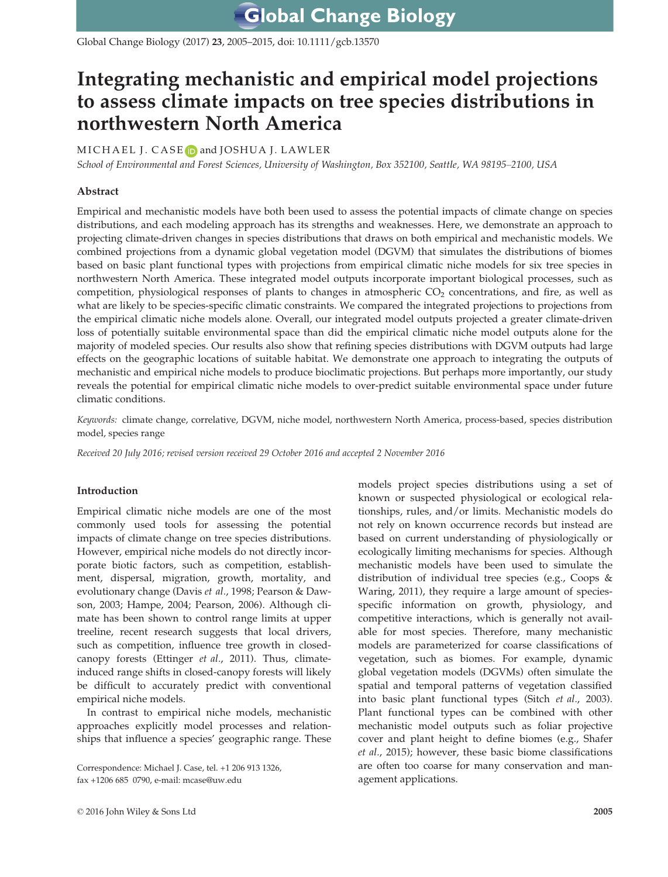# Integrating mechanistic and empirical model projections to assess climate impacts on tree species distributions in northwestern North America

MICHAEL J. CASE and JOSHUA J. LAWLER

*School of Environmental and Forest Sciences, University of Washington, Box 352100, Seattle, WA 98195–2100, USA*

## Abstract

Empirical and mechanistic models have both been used to assess the potential impacts of climate change on species distributions, and each modeling approach has its strengths and weaknesses. Here, we demonstrate an approach to projecting climate-driven changes in species distributions that draws on both empirical and mechanistic models. We combined projections from a dynamic global vegetation model (DGVM) that simulates the distributions of biomes based on basic plant functional types with projections from empirical climatic niche models for six tree species in northwestern North America. These integrated model outputs incorporate important biological processes, such as competition, physiological responses of plants to changes in atmospheric $CO_2$ concentrations, and fire, as well as what are likely to be species-specific climatic constraints. We compared the integrated projections to projections from the empirical climatic niche models alone. Overall, our integrated model outputs projected a greater climate-driven loss of potentially suitable environmental space than did the empirical climatic niche model outputs alone for the majority of modeled species. Our results also show that refining species distributions with DGVM outputs had large effects on the geographic locations of suitable habitat. We demonstrate one approach to integrating the outputs of mechanistic and empirical niche models to produce bioclimatic projections. But perhaps more importantly, our study reveals the potential for empirical climatic niche models to over-predict suitable environmental space under future climatic conditions.

*Keywords:* climate change, correlative, DGVM, niche model, northwestern North America, process-based, species distribution model, species range

*Received 20 July 2016; revised version received 29 October 2016 and accepted 2 November 2016*

## Introduction

Empirical climatic niche models are one of the most commonly used tools for assessing the potential impacts of climate change on tree species distributions. However, empirical niche models do not directly incorporate biotic factors, such as competition, establishment, dispersal, migration, growth, mortality, and evolutionary change (Davis *et al*., 1998; Pearson & Dawson, 2003; Hampe, 2004; Pearson, 2006). Although climate has been shown to control range limits at upper treeline, recent research suggests that local drivers, such as competition, influence tree growth in closed-canopy forests (Ettinger *et al*., 2011). Thus, climate-induced range shifts in closed-canopy forests will likely be difficult to accurately predict with conventional empirical niche models.

In contrast to empirical niche models, mechanistic approaches explicitly model processes and relationships that influence a species' geographic range. These models project species distributions using a set of known or suspected physiological or ecological relationships, rules, and/or limits. Mechanistic models do not rely on known occurrence records but instead are based on current understanding of physiologically or ecologically limiting mechanisms for species. Although mechanistic models have been used to simulate the distribution of individual tree species (e.g., Coops & Waring, 2011), they require a large amount of species-specific information on growth, physiology, and competitive interactions, which is generally not available for most species. Therefore, many mechanistic models are parameterized for coarse classifications of vegetation, such as biomes. For example, dynamic global vegetation models (DGVMs) often simulate the spatial and temporal patterns of vegetation classified into basic plant functional types (Sitch *et al*., 2003). Plant functional types can be combined with other mechanistic model outputs such as foliar projective cover and plant height to define biomes (e.g., Shafer *et al*., 2015); however, these basic biome classifications are often too coarse for many conservation and management applications.

Correspondence: Michael J. Case, tel. +1 206 913 1326, fax +1206 685 0790, e-mail: mcase@uw.edu

© 2016 John Wiley & Sons Ltd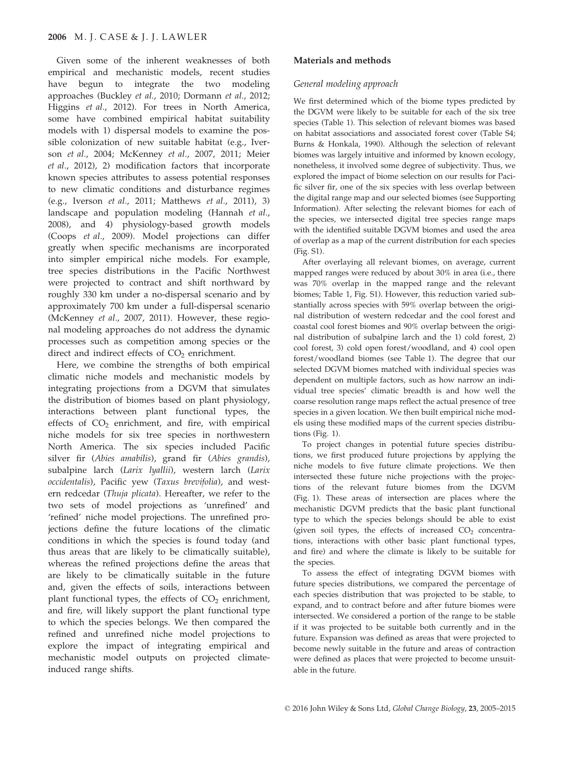Given some of the inherent weaknesses of both empirical and mechanistic models, recent studies have begun to integrate the two modeling approaches (Buckley *et al*., 2010; Dormann *et al*., 2012; Higgins *et al*., 2012). For trees in North America, some have combined empirical habitat suitability models with 1) dispersal models to examine the possible colonization of new suitable habitat (e.g., Iverson *et al*., 2004; McKenney *et al*., 2007, 2011; Meier *et al*., 2012), 2) modification factors that incorporate known species attributes to assess potential responses to new climatic conditions and disturbance regimes (e.g., Iverson *et al*., 2011; Matthews *et al*., 2011), 3) landscape and population modeling (Hannah *et al*., 2008), and 4) physiology-based growth models (Coops *et al*., 2009). Model projections can differ greatly when specific mechanisms are incorporated into simpler empirical niche models. For example, tree species distributions in the Pacific Northwest were projected to contract and shift northward by roughly 330 km under a no-dispersal scenario and by approximately 700 km under a full-dispersal scenario (McKenney *et al*., 2007, 2011). However, these regional modeling approaches do not address the dynamic processes such as competition among species or the direct and indirect effects of $CO_2$ enrichment.

Here, we combine the strengths of both empirical climatic niche models and mechanistic models by integrating projections from a DGVM that simulates the distribution of biomes based on plant physiology, interactions between plant functional types, the effects of $CO_2$ enrichment, and fire, with empirical niche models for six tree species in northwestern North America. The six species included Pacific silver fir (*Abies amabilis*), grand fir (*Abies grandis*), subalpine larch (*Larix lyallii*), western larch (*Larix occidentalis*), Pacific yew (*Taxus brevifolia*), and western redcedar (*Thuja plicata*). Hereafter, we refer to the two sets of model projections as 'unrefined' and 'refined' niche model projections. The unrefined projections define the future locations of the climatic conditions in which the species is found today (and thus areas that are likely to be climatically suitable), whereas the refined projections define the areas that are likely to be climatically suitable in the future and, given the effects of soils, interactions between plant functional types, the effects of $CO_2$ enrichment, and fire, will likely support the plant functional type to which the species belongs. We then compared the refined and unrefined niche model projections to explore the impact of integrating empirical and mechanistic model outputs on projected climate-induced range shifts.

## Materials and methods

### General modeling approach

We first determined which of the biome types predicted by the DGVM were likely to be suitable for each of the six tree species (Table 1). This selection of relevant biomes was based on habitat associations and associated forest cover (Table S4; Burns & Honkala, 1990). Although the selection of relevant biomes was largely intuitive and informed by known ecology, nonetheless, it involved some degree of subjectivity. Thus, we explored the impact of biome selection on our results for Pacific silver fir, one of the six species with less overlap between the digital range map and our selected biomes (see Supporting Information). After selecting the relevant biomes for each of the species, we intersected digital tree species range maps with the identified suitable DGVM biomes and used the area of overlap as a map of the current distribution for each species (Fig. S1).

After overlaying all relevant biomes, on average, current mapped ranges were reduced by about 30% in area (i.e., there was 70% overlap in the mapped range and the relevant biomes; Table 1, Fig. S1). However, this reduction varied substantially across species with 59% overlap between the original distribution of western redcedar and the cool forest and coastal cool forest biomes and 90% overlap between the original distribution of subalpine larch and the 1) cold forest, 2) cool forest, 3) cold open forest/woodland, and 4) cool open forest/woodland biomes (see Table 1). The degree that our selected DGVM biomes matched with individual species was dependent on multiple factors, such as how narrow an individual tree species' climatic breadth is and how well the coarse resolution range maps reflect the actual presence of tree species in a given location. We then built empirical niche models using these modified maps of the current species distributions (Fig. 1).

To project changes in potential future species distributions, we first produced future projections by applying the niche models to five future climate projections. We then intersected these future niche projections with the projections of the relevant future biomes from the DGVM (Fig. 1). These areas of intersection are places where the mechanistic DGVM predicts that the basic plant functional type to which the species belongs should be able to exist (given soil types, the effects of increased $CO_2$ concentrations, interactions with other basic plant functional types, and fire) and where the climate is likely to be suitable for the species.

To assess the effect of integrating DGVM biomes with future species distributions, we compared the percentage of each species distribution that was projected to be stable, to expand, and to contract before and after future biomes were intersected. We considered a portion of the range to be stable if it was projected to be suitable both currently and in the future. Expansion was defined as areas that were projected to become newly suitable in the future and areas of contraction were defined as places that were projected to become unsuitable in the future.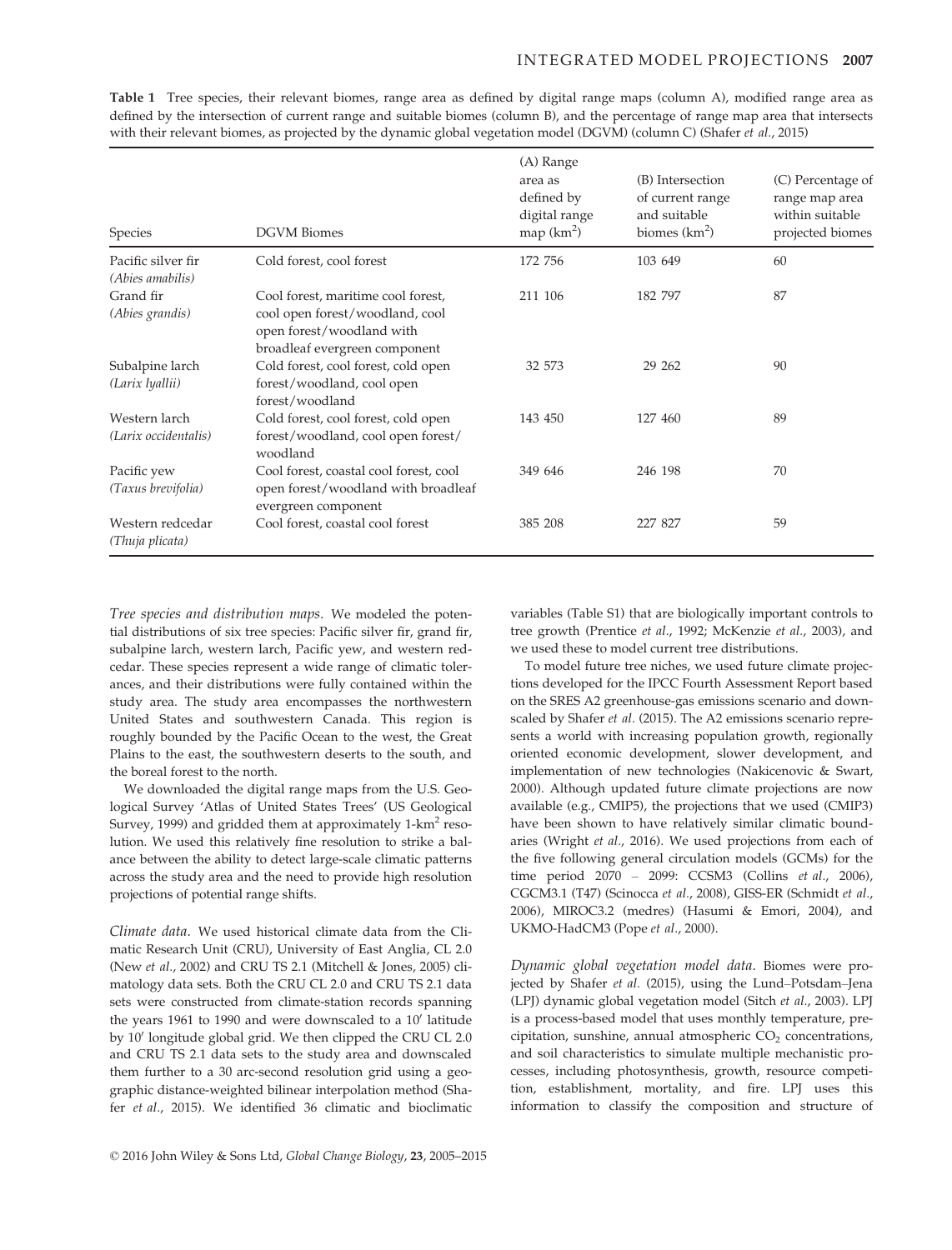**Table 1** Tree species, their relevant biomes, range area as defined by digital range maps (column A), modified range area as defined by the intersection of current range and suitable biomes (column B), and the percentage of range map area that intersects with their relevant biomes, as projected by the dynamic global vegetation model (DGVM) (column C) (Shafer *et al.*, 2015)

| Species | DGVM Biomes | (A) Range area as defined by digital range map (km$^2$) | (B) Intersection of current range and suitable biomes (km$^2$) | (C) Percentage of range map area within suitable projected biomes |
|---|---|---|---|---|
| Pacific silver fir (*Abies amabilis*) | Cold forest, cool forest | 172 756 | 103 649 | 60 |
| Grand fir (*Abies grandis*) | Cool forest, maritime cool forest, cool open forest/woodland, cool open forest/woodland with broadleaf evergreen component | 211 106 | 182 797 | 87 |
| Subalpine larch (*Larix lyallii*) | Cold forest, cool forest, cold open forest/woodland, cool open forest/woodland | 32 573 | 29 262 | 90 |
| Western larch (*Larix occidentalis*) | Cold forest, cool forest, cold open forest/woodland, cool open forest/woodland | 143 450 | 127 460 | 89 |
| Pacific yew (*Taxus brevifolia*) | Cool forest, coastal cool forest, cool open forest/woodland with broadleaf evergreen component | 349 646 | 246 198 | 70 |
| Western redcedar (*Thuja plicata*) | Cool forest, coastal cool forest | 385 208 | 227 827 | 59 |

*Tree species and distribution maps.* We modeled the potential distributions of six tree species: Pacific silver fir, grand fir, subalpine larch, western larch, Pacific yew, and western redcedar. These species represent a wide range of climatic tolerances, and their distributions were fully contained within the study area. The study area encompasses the northwestern United States and southwestern Canada. This region is roughly bounded by the Pacific Ocean to the west, the Great Plains to the east, the southwestern deserts to the south, and the boreal forest to the north.

We downloaded the digital range maps from the U.S. Geological Survey 'Atlas of United States Trees' (US Geological Survey, 1999) and gridded them at approximately 1-km$^2$ resolution. We used this relatively fine resolution to strike a balance between the ability to detect large-scale climatic patterns across the study area and the need to provide high resolution projections of potential range shifts.

*Climate data.* We used historical climate data from the Climatic Research Unit (CRU), University of East Anglia, CL 2.0 (New *et al.*, 2002) and CRU TS 2.1 (Mitchell & Jones, 2005) climatology data sets. Both the CRU CL 2.0 and CRU TS 2.1 data sets were constructed from climate-station records spanning the years 1961 to 1990 and were downscaled to a 10′ latitude by 10′ longitude global grid. We then clipped the CRU CL 2.0 and CRU TS 2.1 data sets to the study area and downscaled them further to a 30 arc-second resolution grid using a geographic distance-weighted bilinear interpolation method (Shafer *et al.*, 2015). We identified 36 climatic and bioclimatic variables (Table S1) that are biologically important controls to tree growth (Prentice *et al.*, 1992; McKenzie *et al.*, 2003), and we used these to model current tree distributions.

To model future tree niches, we used future climate projections developed for the IPCC Fourth Assessment Report based on the SRES A2 greenhouse-gas emissions scenario and downscaled by Shafer *et al.* (2015). The A2 emissions scenario represents a world with increasing population growth, regionally oriented economic development, slower development, and implementation of new technologies (Nakicenovic & Swart, 2000). Although updated future climate projections are now available (e.g., CMIP5), the projections that we used (CMIP3) have been shown to have relatively similar climatic boundaries (Wright *et al.*, 2016). We used projections from each of the five following general circulation models (GCMs) for the time period 2070 – 2099: CCSM3 (Collins *et al.*, 2006), CGCM3.1 (T47) (Scinocca *et al.*, 2008), GISS-ER (Schmidt *et al.*, 2006), MIROC3.2 (medres) (Hasumi & Emori, 2004), and UKMO-HadCM3 (Pope *et al.*, 2000).

*Dynamic global vegetation model data.* Biomes were projected by Shafer *et al.* (2015), using the Lund–Potsdam–Jena (LPJ) dynamic global vegetation model (Sitch *et al.*, 2003). LPJ is a process-based model that uses monthly temperature, precipitation, sunshine, annual atmospheric $CO_2$ concentrations, and soil characteristics to simulate multiple mechanistic processes, including photosynthesis, growth, resource competition, establishment, mortality, and fire. LPJ uses this information to classify the composition and structure of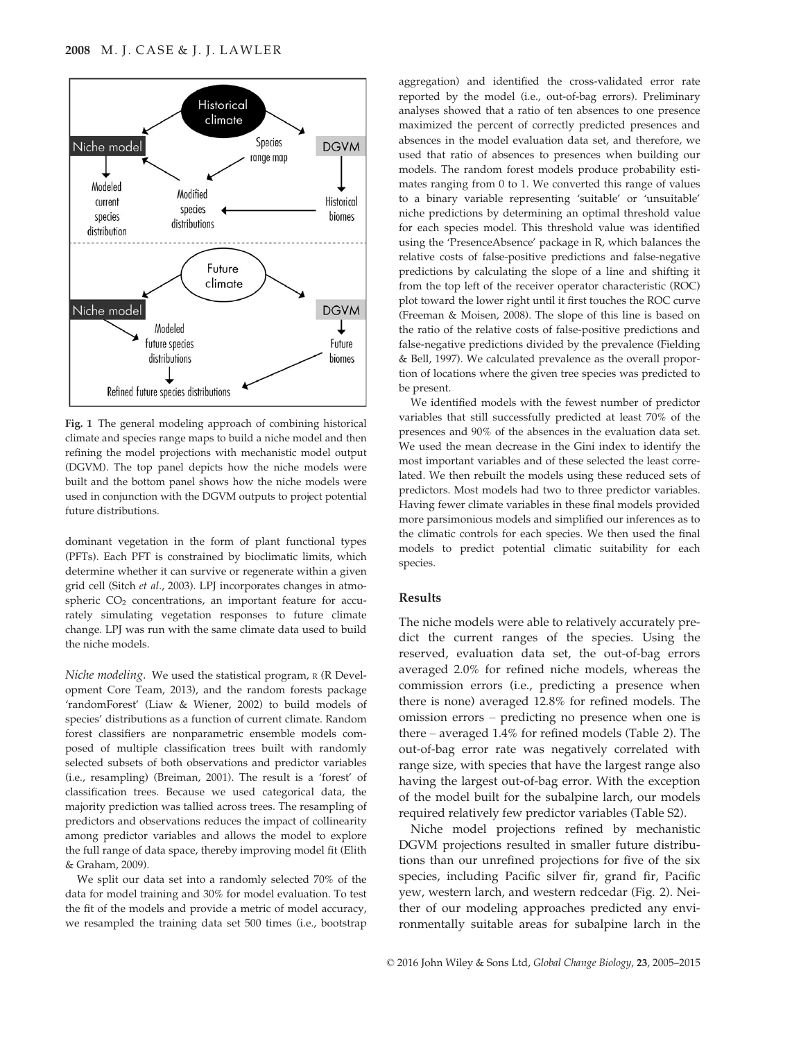**Fig. 1** The general modeling approach of combining historical climate and species range maps to build a niche model and then refining the model projections with mechanistic model output (DGVM). The top panel depicts how the niche models were built and the bottom panel shows how the niche models were used in conjunction with the DGVM outputs to project potential future distributions.

dominant vegetation in the form of plant functional types (PFTs). Each PFT is constrained by bioclimatic limits, which determine whether it can survive or regenerate within a given grid cell (Sitch *et al*., 2003). LPJ incorporates changes in atmospheric $CO_2$ concentrations, an important feature for accurately simulating vegetation responses to future climate change. LPJ was run with the same climate data used to build the niche models.

*Niche modeling*. We used the statistical program, R (R Development Core Team, 2013), and the random forests package 'randomForest' (Liaw & Wiener, 2002) to build models of species' distributions as a function of current climate. Random forest classifiers are nonparametric ensemble models composed of multiple classification trees built with randomly selected subsets of both observations and predictor variables (i.e., resampling) (Breiman, 2001). The result is a 'forest' of classification trees. Because we used categorical data, the majority prediction was tallied across trees. The resampling of predictors and observations reduces the impact of collinearity among predictor variables and allows the model to explore the full range of data space, thereby improving model fit (Elith & Graham, 2009).

We split our data set into a randomly selected 70% of the data for model training and 30% for model evaluation. To test the fit of the models and provide a metric of model accuracy, we resampled the training data set 500 times (i.e., bootstrap aggregation) and identified the cross-validated error rate reported by the model (i.e., out-of-bag errors). Preliminary analyses showed that a ratio of ten absences to one presence maximized the percent of correctly predicted presences and absences in the model evaluation data set, and therefore, we used that ratio of absences to presences when building our models. The random forest models produce probability estimates ranging from 0 to 1. We converted this range of values to a binary variable representing 'suitable' or 'unsuitable' niche predictions by determining an optimal threshold value for each species model. This threshold value was identified using the 'PresenceAbsence' package in R, which balances the relative costs of false-positive predictions and false-negative predictions by calculating the slope of a line and shifting it from the top left of the receiver operator characteristic (ROC) plot toward the lower right until it first touches the ROC curve (Freeman & Moisen, 2008). The slope of this line is based on the ratio of the relative costs of false-positive predictions and false-negative predictions divided by the prevalence (Fielding & Bell, 1997). We calculated prevalence as the overall proportion of locations where the given tree species was predicted to be present.

We identified models with the fewest number of predictor variables that still successfully predicted at least 70% of the presences and 90% of the absences in the evaluation data set. We used the mean decrease in the Gini index to identify the most important variables and of these selected the least correlated. We then rebuilt the models using these reduced sets of predictors. Most models had two to three predictor variables. Having fewer climate variables in these final models provided more parsimonious models and simplified our inferences as to the climatic controls for each species. We then used the final models to predict potential climatic suitability for each species.

## Results

The niche models were able to relatively accurately predict the current ranges of the species. Using the reserved, evaluation data set, the out-of-bag errors averaged 2.0% for refined niche models, whereas the commission errors (i.e., predicting a presence when there is none) averaged 12.8% for refined models. The omission errors – predicting no presence when one is there – averaged 1.4% for refined models (Table 2). The out-of-bag error rate was negatively correlated with range size, with species that have the largest range also having the largest out-of-bag error. With the exception of the model built for the subalpine larch, our models required relatively few predictor variables (Table S2).

Niche model projections refined by mechanistic DGVM projections resulted in smaller future distributions than our unrefined projections for five of the six species, including Pacific silver fir, grand fir, Pacific yew, western larch, and western redcedar (Fig. 2). Neither of our modeling approaches predicted any environmentally suitable areas for subalpine larch in the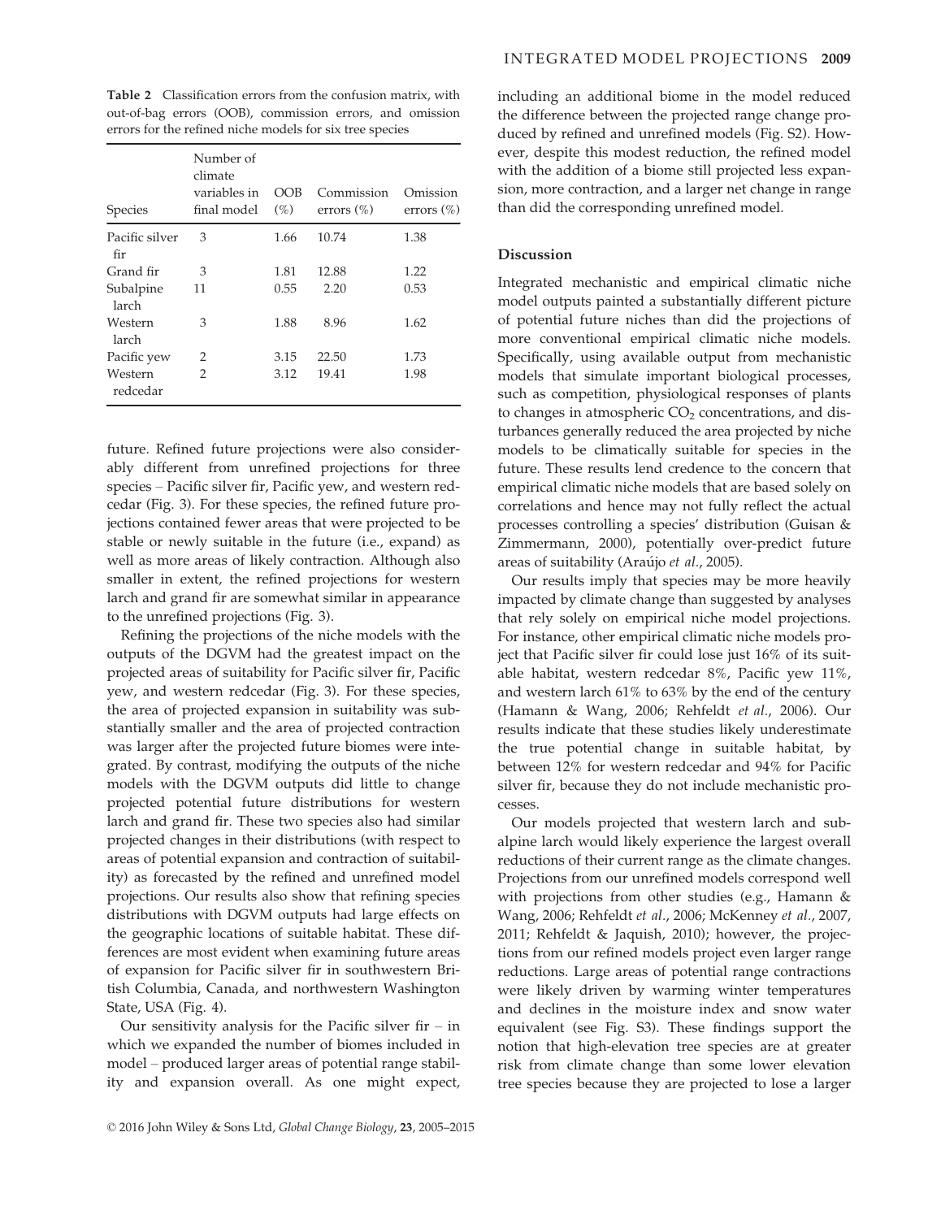**Table 2** Classification errors from the confusion matrix, with out-of-bag errors (OOB), commission errors, and omission errors for the refined niche models for six tree species

| Species | Number of climate variables in final model | OOB (%) | Commission errors (%) | Omission errors (%) |
|---|---|---|---|---|
| Pacific silver fir | 3 | 1.66 | 10.74 | 1.38 |
| Grand fir | 3 | 1.81 | 12.88 | 1.22 |
| Subalpine larch | 11 | 0.55 | 2.20 | 0.53 |
| Western larch | 3 | 1.88 | 8.96 | 1.62 |
| Pacific yew | 2 | 3.15 | 22.50 | 1.73 |
| Western redcedar | 2 | 3.12 | 19.41 | 1.98 |

future. Refined future projections were also considerably different from unrefined projections for three species – Pacific silver fir, Pacific yew, and western redcedar (Fig. 3). For these species, the refined future projections contained fewer areas that were projected to be stable or newly suitable in the future (i.e., expand) as well as more areas of likely contraction. Although also smaller in extent, the refined projections for western larch and grand fir are somewhat similar in appearance to the unrefined projections (Fig. 3).

Refining the projections of the niche models with the outputs of the DGVM had the greatest impact on the projected areas of suitability for Pacific silver fir, Pacific yew, and western redcedar (Fig. 3). For these species, the area of projected expansion in suitability was substantially smaller and the area of projected contraction was larger after the projected future biomes were integrated. By contrast, modifying the outputs of the niche models with the DGVM outputs did little to change projected potential future distributions for western larch and grand fir. These two species also had similar projected changes in their distributions (with respect to areas of potential expansion and contraction of suitability) as forecasted by the refined and unrefined model projections. Our results also show that refining species distributions with DGVM outputs had large effects on the geographic locations of suitable habitat. These differences are most evident when examining future areas of expansion for Pacific silver fir in southwestern British Columbia, Canada, and northwestern Washington State, USA (Fig. 4).

Our sensitivity analysis for the Pacific silver fir – in which we expanded the number of biomes included in model – produced larger areas of potential range stability and expansion overall. As one might expect, including an additional biome in the model reduced the difference between the projected range change produced by refined and unrefined models (Fig. S2). However, despite this modest reduction, the refined model with the addition of a biome still projected less expansion, more contraction, and a larger net change in range than did the corresponding unrefined model.

## Discussion

Integrated mechanistic and empirical climatic niche model outputs painted a substantially different picture of potential future niches than did the projections of more conventional empirical climatic niche models. Specifically, using available output from mechanistic models that simulate important biological processes, such as competition, physiological responses of plants to changes in atmospheric $CO_2$ concentrations, and disturbances generally reduced the area projected by niche models to be climatically suitable for species in the future. These results lend credence to the concern that empirical climatic niche models that are based solely on correlations and hence may not fully reflect the actual processes controlling a species' distribution (Guisan & Zimmermann, 2000), potentially over-predict future areas of suitability (Araújo *et al.*, 2005).

Our results imply that species may be more heavily impacted by climate change than suggested by analyses that rely solely on empirical niche model projections. For instance, other empirical climatic niche models project that Pacific silver fir could lose just 16% of its suitable habitat, western redcedar 8%, Pacific yew 11%, and western larch 61% to 63% by the end of the century (Hamann & Wang, 2006; Rehfeldt *et al.*, 2006). Our results indicate that these studies likely underestimate the true potential change in suitable habitat, by between 12% for western redcedar and 94% for Pacific silver fir, because they do not include mechanistic processes.

Our models projected that western larch and subalpine larch would likely experience the largest overall reductions of their current range as the climate changes. Projections from our unrefined models correspond well with projections from other studies (e.g., Hamann & Wang, 2006; Rehfeldt *et al.*, 2006; McKenney *et al.*, 2007, 2011; Rehfeldt & Jaquish, 2010); however, the projections from our refined models project even larger range reductions. Large areas of potential range contractions were likely driven by warming winter temperatures and declines in the moisture index and snow water equivalent (see Fig. S3). These findings support the notion that high-elevation tree species are at greater risk from climate change than some lower elevation tree species because they are projected to lose a larger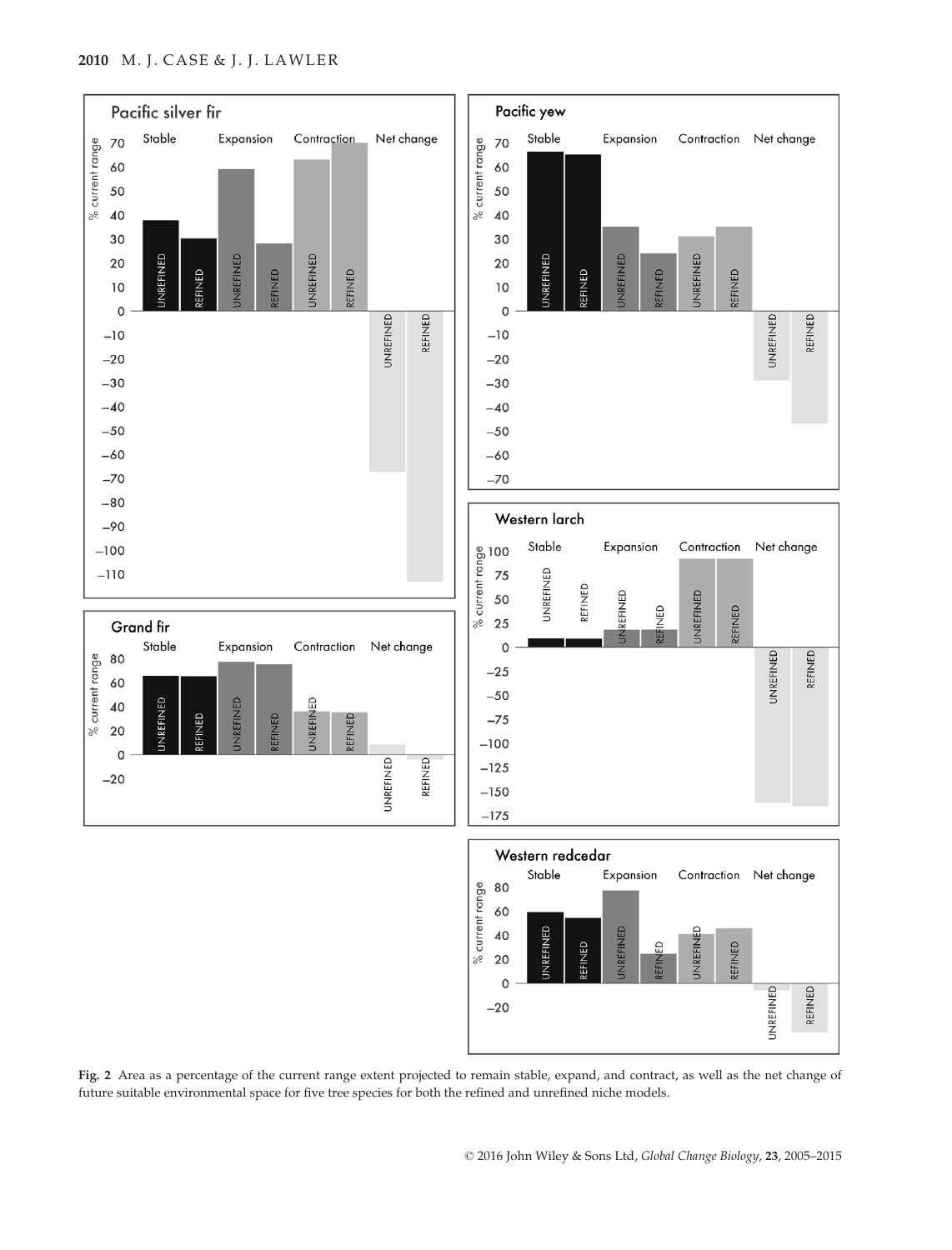Fig. 2 Area as a percentage of the current range extent projected to remain stable, expand, and contract, as well as the net change of future suitable environmental space for five tree species for both the refined and unrefined niche models.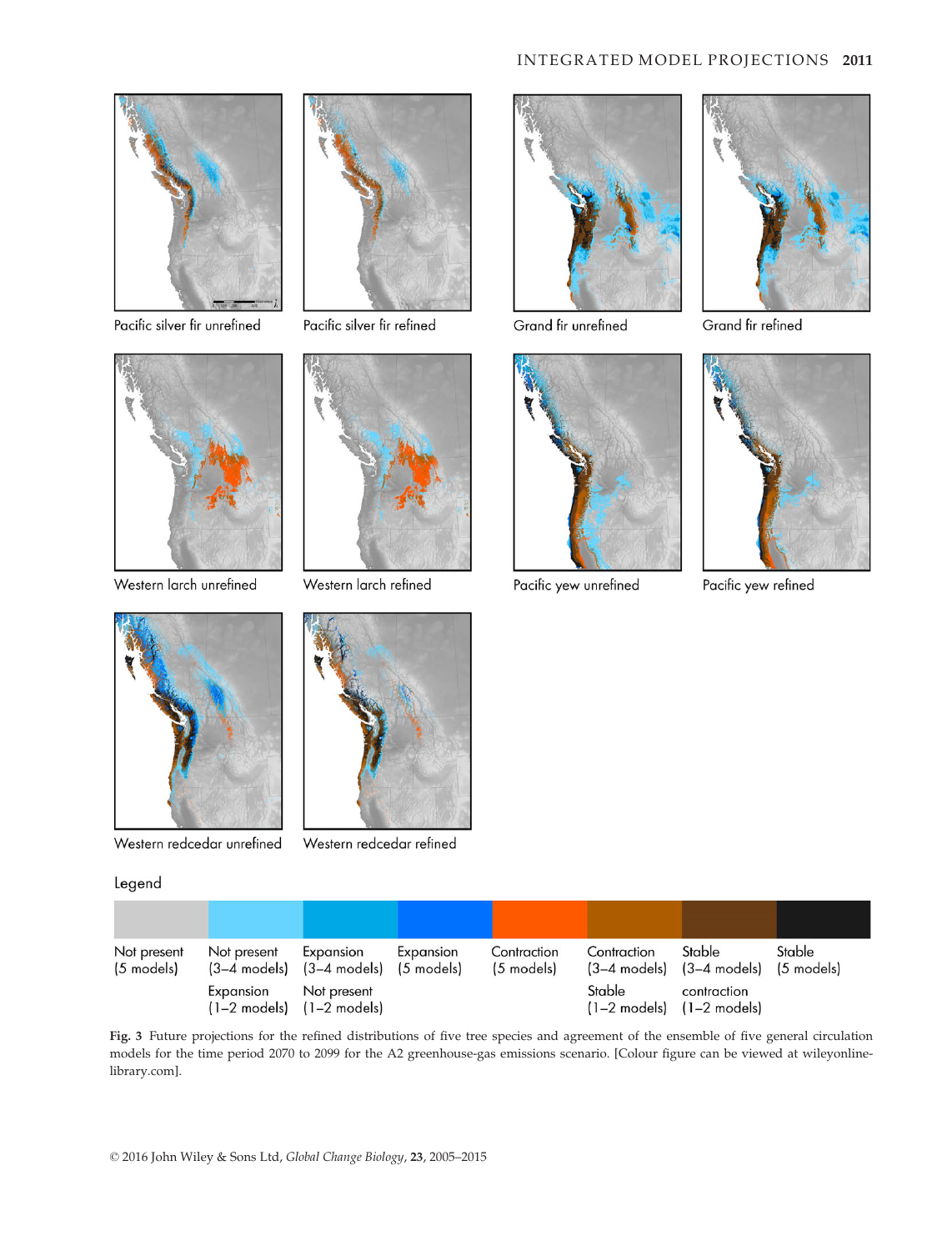Pacific silver fir unrefined

Pacific silver fir refined

Grand fir unrefined

Grand fir refined

Western larch unrefined

Western larch refined

Pacific yew unrefined

Pacific yew refined

Western redcedar unrefined

Western redcedar refined

Legend

| Not present (5 models) | Not present (3–4 models) Expansion (1–2 models) | Expansion (3–4 models) Not present (1–2 models) | Expansion (5 models) | Contraction (5 models) | Contraction (3–4 models) Stable (1–2 models) | Stable (3–4 models) contraction (1–2 models) | Stable (5 models) |
|---|---|---|---|---|---|---|---|

**Fig. 3** Future projections for the refined distributions of five tree species and agreement of the ensemble of five general circulation models for the time period 2070 to 2099 for the A2 greenhouse-gas emissions scenario. [Colour figure can be viewed at wileyonlinelibrary.com].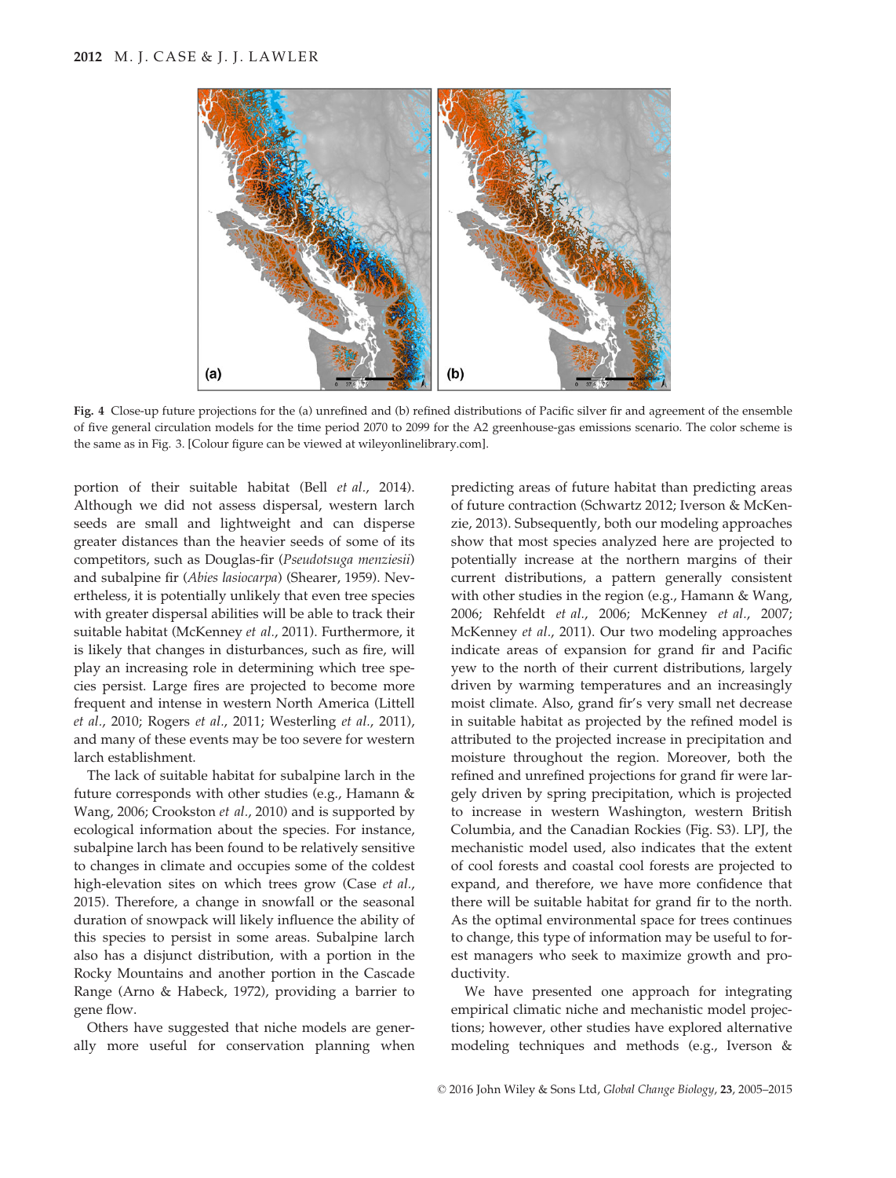Fig. 4 Close-up future projections for the (a) unrefined and (b) refined distributions of Pacific silver fir and agreement of the ensemble of five general circulation models for the time period 2070 to 2099 for the A2 greenhouse-gas emissions scenario. The color scheme is the same as in Fig. 3. [Colour figure can be viewed at wileyonlinelibrary.com].

portion of their suitable habitat (Bell *et al.*, 2014). Although we did not assess dispersal, western larch seeds are small and lightweight and can disperse greater distances than the heavier seeds of some of its competitors, such as Douglas-fir (*Pseudotsuga menziesii*) and subalpine fir (*Abies lasiocarpa*) (Shearer, 1959). Nevertheless, it is potentially unlikely that even tree species with greater dispersal abilities will be able to track their suitable habitat (McKenney *et al.*, 2011). Furthermore, it is likely that changes in disturbances, such as fire, will play an increasing role in determining which tree species persist. Large fires are projected to become more frequent and intense in western North America (Littell *et al.*, 2010; Rogers *et al.*, 2011; Westerling *et al.*, 2011), and many of these events may be too severe for western larch establishment.

The lack of suitable habitat for subalpine larch in the future corresponds with other studies (e.g., Hamann & Wang, 2006; Crookston *et al.*, 2010) and is supported by ecological information about the species. For instance, subalpine larch has been found to be relatively sensitive to changes in climate and occupies some of the coldest high-elevation sites on which trees grow (Case *et al.*, 2015). Therefore, a change in snowfall or the seasonal duration of snowpack will likely influence the ability of this species to persist in some areas. Subalpine larch also has a disjunct distribution, with a portion in the Rocky Mountains and another portion in the Cascade Range (Arno & Habeck, 1972), providing a barrier to gene flow.

Others have suggested that niche models are generally more useful for conservation planning when predicting areas of future habitat than predicting areas of future contraction (Schwartz 2012; Iverson & McKenzie, 2013). Subsequently, both our modeling approaches show that most species analyzed here are projected to potentially increase at the northern margins of their current distributions, a pattern generally consistent with other studies in the region (e.g., Hamann & Wang, 2006; Rehfeldt *et al.*, 2006; McKenney *et al.*, 2007; McKenney *et al.*, 2011). Our two modeling approaches indicate areas of expansion for grand fir and Pacific yew to the north of their current distributions, largely driven by warming temperatures and an increasingly moist climate. Also, grand fir's very small net decrease in suitable habitat as projected by the refined model is attributed to the projected increase in precipitation and moisture throughout the region. Moreover, both the refined and unrefined projections for grand fir were largely driven by spring precipitation, which is projected to increase in western Washington, western British Columbia, and the Canadian Rockies (Fig. S3). LPJ, the mechanistic model used, also indicates that the extent of cool forests and coastal cool forests are projected to expand, and therefore, we have more confidence that there will be suitable habitat for grand fir to the north. As the optimal environmental space for trees continues to change, this type of information may be useful to forest managers who seek to maximize growth and productivity.

We have presented one approach for integrating empirical climatic niche and mechanistic model projections; however, other studies have explored alternative modeling techniques and methods (e.g., Iverson &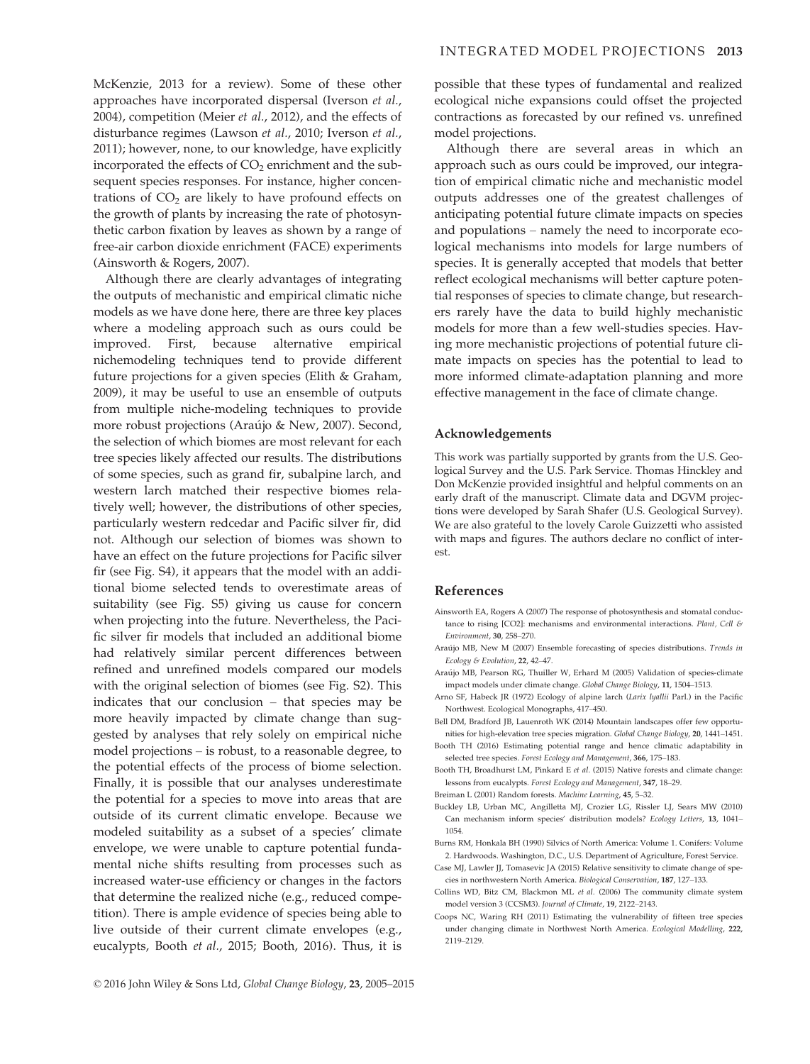McKenzie, 2013 for a review). Some of these other approaches have incorporated dispersal (Iverson *et al.*, 2004), competition (Meier *et al.*, 2012), and the effects of disturbance regimes (Lawson *et al.*, 2010; Iverson *et al.*, 2011); however, none, to our knowledge, have explicitly incorporated the effects of $CO_2$ enrichment and the subsequent species responses. For instance, higher concentrations of $CO_2$ are likely to have profound effects on the growth of plants by increasing the rate of photosynthetic carbon fixation by leaves as shown by a range of free-air carbon dioxide enrichment (FACE) experiments (Ainsworth & Rogers, 2007).

Although there are clearly advantages of integrating the outputs of mechanistic and empirical climatic niche models as we have done here, there are three key places where a modeling approach such as ours could be improved. First, because alternative empirical nichemodeling techniques tend to provide different future projections for a given species (Elith & Graham, 2009), it may be useful to use an ensemble of outputs from multiple niche-modeling techniques to provide more robust projections (Araújo & New, 2007). Second, the selection of which biomes are most relevant for each tree species likely affected our results. The distributions of some species, such as grand fir, subalpine larch, and western larch matched their respective biomes relatively well; however, the distributions of other species, particularly western redcedar and Pacific silver fir, did not. Although our selection of biomes was shown to have an effect on the future projections for Pacific silver fir (see Fig. S4), it appears that the model with an additional biome selected tends to overestimate areas of suitability (see Fig. S5) giving us cause for concern when projecting into the future. Nevertheless, the Pacific silver fir models that included an additional biome had relatively similar percent differences between refined and unrefined models compared our models with the original selection of biomes (see Fig. S2). This indicates that our conclusion – that species may be more heavily impacted by climate change than suggested by analyses that rely solely on empirical niche model projections – is robust, to a reasonable degree, to the potential effects of the process of biome selection. Finally, it is possible that our analyses underestimate the potential for a species to move into areas that are outside of its current climatic envelope. Because we modeled suitability as a subset of a species' climate envelope, we were unable to capture potential fundamental niche shifts resulting from processes such as increased water-use efficiency or changes in the factors that determine the realized niche (e.g., reduced competition). There is ample evidence of species being able to live outside of their current climate envelopes (e.g., eucalypts, Booth *et al.*, 2015; Booth, 2016). Thus, it is possible that these types of fundamental and realized ecological niche expansions could offset the projected contractions as forecasted by our refined vs. unrefined model projections.

Although there are several areas in which an approach such as ours could be improved, our integration of empirical climatic niche and mechanistic model outputs addresses one of the greatest challenges of anticipating potential future climate impacts on species and populations – namely the need to incorporate ecological mechanisms into models for large numbers of species. It is generally accepted that models that better reflect ecological mechanisms will better capture potential responses of species to climate change, but researchers rarely have the data to build highly mechanistic models for more than a few well-studies species. Having more mechanistic projections of potential future climate impacts on species has the potential to lead to more informed climate-adaptation planning and more effective management in the face of climate change.

## Acknowledgements

This work was partially supported by grants from the U.S. Geological Survey and the U.S. Park Service. Thomas Hinckley and Don McKenzie provided insightful and helpful comments on an early draft of the manuscript. Climate data and DGVM projections were developed by Sarah Shafer (U.S. Geological Survey). We are also grateful to the lovely Carole Guizzetti who assisted with maps and figures. The authors declare no conflict of interest.

## References

Ainsworth EA, Rogers A (2007) The response of photosynthesis and stomatal conductance to rising [CO2]: mechanisms and environmental interactions. *Plant, Cell & Environment*, **30**, 258–270.

Araújo MB, New M (2007) Ensemble forecasting of species distributions. *Trends in Ecology & Evolution*, **22**, 42–47.

Araújo MB, Pearson RG, Thuiller W, Erhard M (2005) Validation of species-climate impact models under climate change. *Global Change Biology*, **11**, 1504–1513.

Arno SF, Habeck JR (1972) Ecology of alpine larch (*Larix lyallii* Parl.) in the Pacific Northwest. Ecological Monographs, 417–450.

Bell DM, Bradford JB, Lauenroth WK (2014) Mountain landscapes offer few opportunities for high-elevation tree species migration. *Global Change Biology*, **20**, 1441–1451.

Booth TH (2016) Estimating potential range and hence climatic adaptability in selected tree species. *Forest Ecology and Management*, **366**, 175–183.

Booth TH, Broadhurst LM, Pinkard E *et al.* (2015) Native forests and climate change: lessons from eucalypts. *Forest Ecology and Management*, **347**, 18–29.

Breiman L (2001) Random forests. *Machine Learning*, **45**, 5–32.

Buckley LB, Urban MC, Angilletta MJ, Crozier LG, Rissler LJ, Sears MW (2010) Can mechanism inform species' distribution models? *Ecology Letters*, **13**, 1041–1054.

Burns RM, Honkala BH (1990) Silvics of North America: Volume 1. Conifers: Volume 2. Hardwoods. Washington, D.C., U.S. Department of Agriculture, Forest Service.

Case MJ, Lawler JJ, Tomasevic JA (2015) Relative sensitivity to climate change of species in northwestern North America. *Biological Conservation*, **187**, 127–133.

Collins WD, Bitz CM, Blackmon ML *et al.* (2006) The community climate system model version 3 (CCSM3). *Journal of Climate*, **19**, 2122–2143.

Coops NC, Waring RH (2011) Estimating the vulnerability of fifteen tree species under changing climate in Northwest North America. *Ecological Modelling*, **222**, 2119–2129.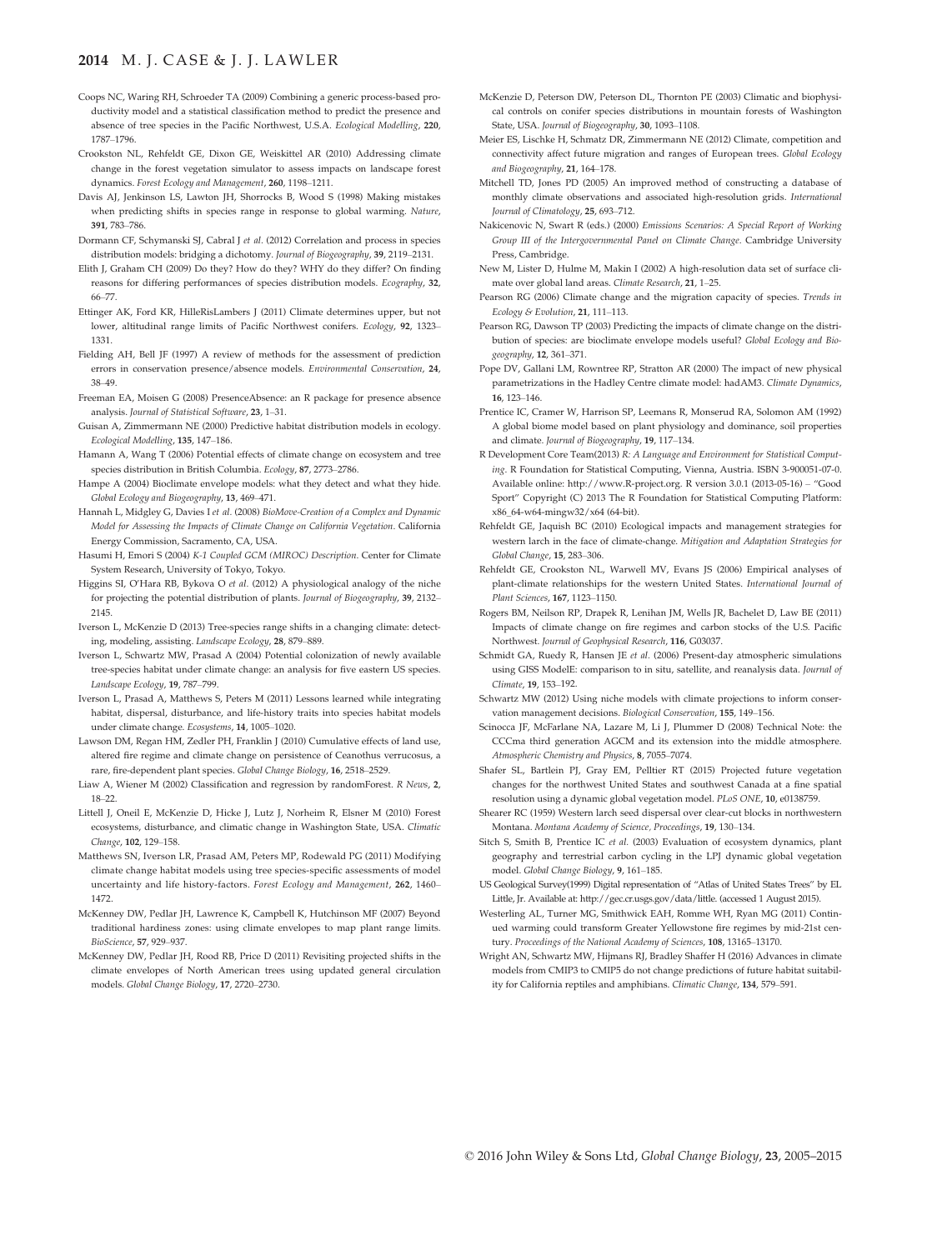Coops NC, Waring RH, Schroeder TA (2009) Combining a generic process-based productivity model and a statistical classification method to predict the presence and absence of tree species in the Pacific Northwest, U.S.A. *Ecological Modelling*, **220**, 1787–1796.

Crookston NL, Rehfeldt GE, Dixon GE, Weiskittel AR (2010) Addressing climate change in the forest vegetation simulator to assess impacts on landscape forest dynamics. *Forest Ecology and Management*, **260**, 1198–1211.

Davis AJ, Jenkinson LS, Lawton JH, Shorrocks B, Wood S (1998) Making mistakes when predicting shifts in species range in response to global warming. *Nature*, **391**, 783–786.

Dormann CF, Schymanski SJ, Cabral J *et al.* (2012) Correlation and process in species distribution models: bridging a dichotomy. *Journal of Biogeography*, **39**, 2119–2131.

Elith J, Graham CH (2009) Do they? How do they? WHY do they differ? On finding reasons for differing performances of species distribution models. *Ecography*, **32**, 66–77.

Ettinger AK, Ford KR, HilleRisLambers J (2011) Climate determines upper, but not lower, altitudinal range limits of Pacific Northwest conifers. *Ecology*, **92**, 1323–1331.

Fielding AH, Bell JF (1997) A review of methods for the assessment of prediction errors in conservation presence/absence models. *Environmental Conservation*, **24**, 38–49.

Freeman EA, Moisen G (2008) PresenceAbsence: an R package for presence absence analysis. *Journal of Statistical Software*, **23**, 1–31.

Guisan A, Zimmermann NE (2000) Predictive habitat distribution models in ecology. *Ecological Modelling*, **135**, 147–186.

Hamann A, Wang T (2006) Potential effects of climate change on ecosystem and tree species distribution in British Columbia. *Ecology*, **87**, 2773–2786.

Hampe A (2004) Bioclimate envelope models: what they detect and what they hide. *Global Ecology and Biogeography*, **13**, 469–471.

Hannah L, Midgley G, Davies I *et al.* (2008) *BioMove-Creation of a Complex and Dynamic Model for Assessing the Impacts of Climate Change on California Vegetation*. California Energy Commission, Sacramento, CA, USA.

Hasumi H, Emori S (2004) *K-1 Coupled GCM (MIROC) Description*. Center for Climate System Research, University of Tokyo, Tokyo.

Higgins SI, O'Hara RB, Bykova O *et al.* (2012) A physiological analogy of the niche for projecting the potential distribution of plants. *Journal of Biogeography*, **39**, 2132–2145.

Iverson L, McKenzie D (2013) Tree-species range shifts in a changing climate: detecting, modeling, assisting. *Landscape Ecology*, **28**, 879–889.

Iverson L, Schwartz MW, Prasad A (2004) Potential colonization of newly available tree-species habitat under climate change: an analysis for five eastern US species. *Landscape Ecology*, **19**, 787–799.

Iverson L, Prasad A, Matthews S, Peters M (2011) Lessons learned while integrating habitat, dispersal, disturbance, and life-history traits into species habitat models under climate change. *Ecosystems*, **14**, 1005–1020.

Lawson DM, Regan HM, Zedler PH, Franklin J (2010) Cumulative effects of land use, altered fire regime and climate change on persistence of Ceanothus verrucosus, a rare, fire-dependent plant species. *Global Change Biology*, **16**, 2518–2529.

Liaw A, Wiener M (2002) Classification and regression by randomForest. *R News*, **2**, 18–22.

Littell J, Oneil E, McKenzie D, Hicke J, Lutz J, Norheim R, Elsner M (2010) Forest ecosystems, disturbance, and climatic change in Washington State, USA. *Climatic Change*, **102**, 129–158.

Matthews SN, Iverson LR, Prasad AM, Peters MP, Rodewald PG (2011) Modifying climate change habitat models using tree species-specific assessments of model uncertainty and life history-factors. *Forest Ecology and Management*, **262**, 1460–1472.

McKenney DW, Pedlar JH, Lawrence K, Campbell K, Hutchinson MF (2007) Beyond traditional hardiness zones: using climate envelopes to map plant range limits. *BioScience*, **57**, 929–937.

McKenney DW, Pedlar JH, Rood RB, Price D (2011) Revisiting projected shifts in the climate envelopes of North American trees using updated general circulation models. *Global Change Biology*, **17**, 2720–2730.

McKenzie D, Peterson DW, Peterson DL, Thornton PE (2003) Climatic and biophysical controls on conifer species distributions in mountain forests of Washington State, USA. *Journal of Biogeography*, **30**, 1093–1108.

Meier ES, Lischke H, Schmatz DR, Zimmermann NE (2012) Climate, competition and connectivity affect future migration and ranges of European trees. *Global Ecology and Biogeography*, **21**, 164–178.

Mitchell TD, Jones PD (2005) An improved method of constructing a database of monthly climate observations and associated high-resolution grids. *International Journal of Climatology*, **25**, 693–712.

Nakicenovic N, Swart R (eds.) (2000) *Emissions Scenarios: A Special Report of Working Group III of the Intergovernmental Panel on Climate Change*. Cambridge University Press, Cambridge.

New M, Lister D, Hulme M, Makin I (2002) A high-resolution data set of surface climate over global land areas. *Climate Research*, **21**, 1–25.

Pearson RG (2006) Climate change and the migration capacity of species. *Trends in Ecology & Evolution*, **21**, 111–113.

Pearson RG, Dawson TP (2003) Predicting the impacts of climate change on the distribution of species: are bioclimate envelope models useful? *Global Ecology and Biogeography*, **12**, 361–371.

Pope DV, Gallani LM, Rowntree RP, Stratton AR (2000) The impact of new physical parametrizations in the Hadley Centre climate model: hadAM3. *Climate Dynamics*, **16**, 123–146.

Prentice IC, Cramer W, Harrison SP, Leemans R, Monserud RA, Solomon AM (1992) A global biome model based on plant physiology and dominance, soil properties and climate. *Journal of Biogeography*, **19**, 117–134.

R Development Core Team(2013) *R: A Language and Environment for Statistical Computing*. R Foundation for Statistical Computing, Vienna, Austria. ISBN 3-900051-07-0. Available online: http://www.R-project.org. R version 3.0.1 (2013-05-16) – "Good Sport" Copyright (C) 2013 The R Foundation for Statistical Computing Platform: x86_64-w64-mingw32/x64 (64-bit).

Rehfeldt GE, Jaquish BC (2010) Ecological impacts and management strategies for western larch in the face of climate-change. *Mitigation and Adaptation Strategies for Global Change*, **15**, 283–306.

Rehfeldt GE, Crookston NL, Warwell MV, Evans JS (2006) Empirical analyses of plant-climate relationships for the western United States. *International Journal of Plant Sciences*, **167**, 1123–1150.

Rogers BM, Neilson RP, Drapek R, Lenihan JM, Wells JR, Bachelet D, Law BE (2011) Impacts of climate change on fire regimes and carbon stocks of the U.S. Pacific Northwest. *Journal of Geophysical Research*, **116**, G03037.

Schmidt GA, Ruedy R, Hansen JE *et al.* (2006) Present-day atmospheric simulations using GISS ModelE: comparison to in situ, satellite, and reanalysis data. *Journal of Climate*, **19**, 153–192.

Schwartz MW (2012) Using niche models with climate projections to inform conservation management decisions. *Biological Conservation*, **155**, 149–156.

Scinocca JF, McFarlane NA, Lazare M, Li J, Plummer D (2008) Technical Note: the CCCma third generation AGCM and its extension into the middle atmosphere. *Atmospheric Chemistry and Physics*, **8**, 7055–7074.

Shafer SL, Bartlein PJ, Gray EM, Pelltier RT (2015) Projected future vegetation changes for the northwest United States and southwest Canada at a fine spatial resolution using a dynamic global vegetation model. *PLoS ONE*, **10**, e0138759.

Shearer RC (1959) Western larch seed dispersal over clear-cut blocks in northwestern Montana. *Montana Academy of Science, Proceedings*, **19**, 130–134.

Sitch S, Smith B, Prentice IC *et al.* (2003) Evaluation of ecosystem dynamics, plant geography and terrestrial carbon cycling in the LPJ dynamic global vegetation model. *Global Change Biology*, **9**, 161–185.

US Geological Survey(1999) Digital representation of "Atlas of United States Trees" by EL Little, Jr. Available at: http://gec.cr.usgs.gov/data/little. (accessed 1 August 2015).

Westerling AL, Turner MG, Smithwick EAH, Romme WH, Ryan MG (2011) Continued warming could transform Greater Yellowstone fire regimes by mid-21st century. *Proceedings of the National Academy of Sciences*, **108**, 13165–13170.

Wright AN, Schwartz MW, Hijmans RJ, Bradley Shaffer H (2016) Advances in climate models from CMIP3 to CMIP5 do not change predictions of future habitat suitability for California reptiles and amphibians. *Climatic Change*, **134**, 579–591.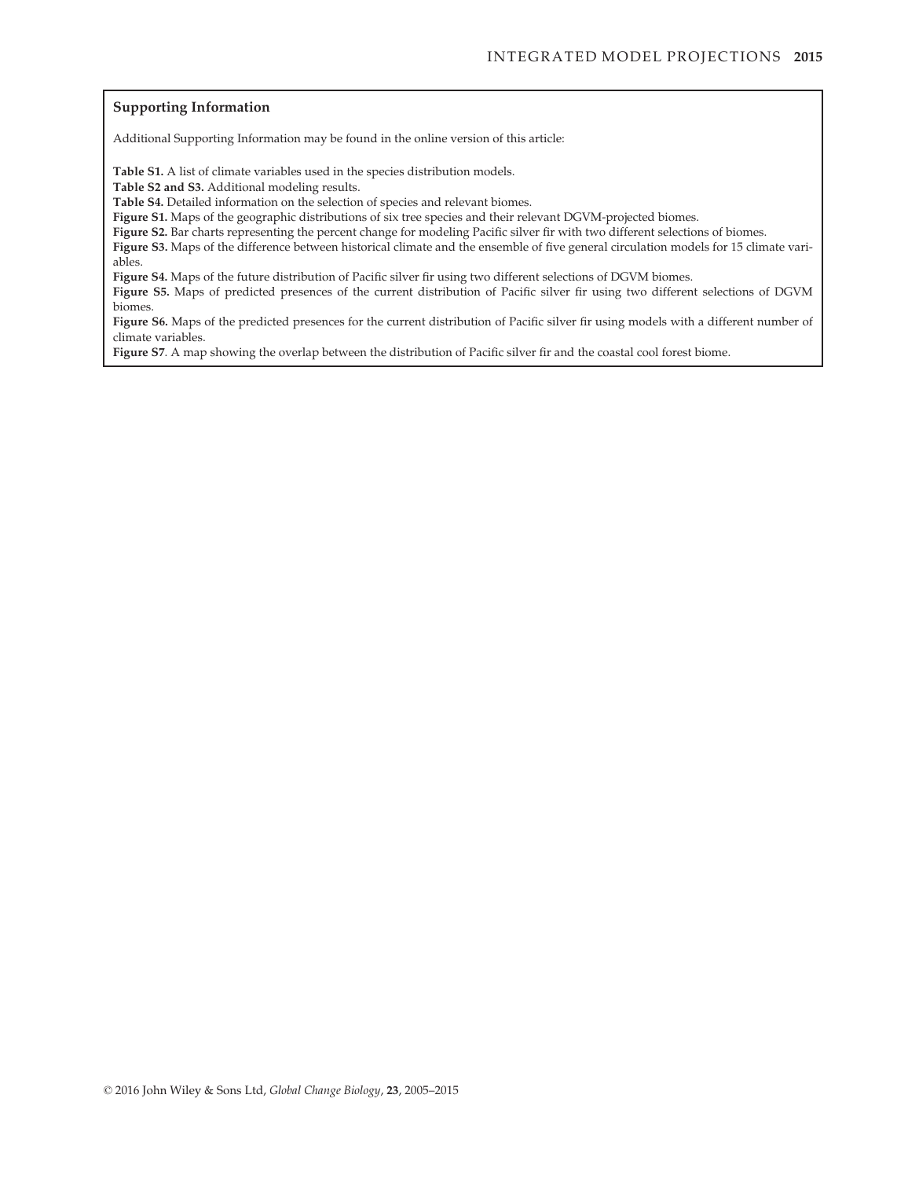## Supporting Information

Additional Supporting Information may be found in the online version of this article:

**Table S1.** A list of climate variables used in the species distribution models.
**Table S2 and S3.** Additional modeling results.
**Table S4.** Detailed information on the selection of species and relevant biomes.
**Figure S1.** Maps of the geographic distributions of six tree species and their relevant DGVM-projected biomes.
**Figure S2.** Bar charts representing the percent change for modeling Pacific silver fir with two different selections of biomes.
**Figure S3.** Maps of the difference between historical climate and the ensemble of five general circulation models for 15 climate variables.
**Figure S4.** Maps of the future distribution of Pacific silver fir using two different selections of DGVM biomes.
**Figure S5.** Maps of predicted presences of the current distribution of Pacific silver fir using two different selections of DGVM biomes.
**Figure S6.** Maps of the predicted presences for the current distribution of Pacific silver fir using models with a different number of climate variables.
**Figure S7**. A map showing the overlap between the distribution of Pacific silver fir and the coastal cool forest biome.